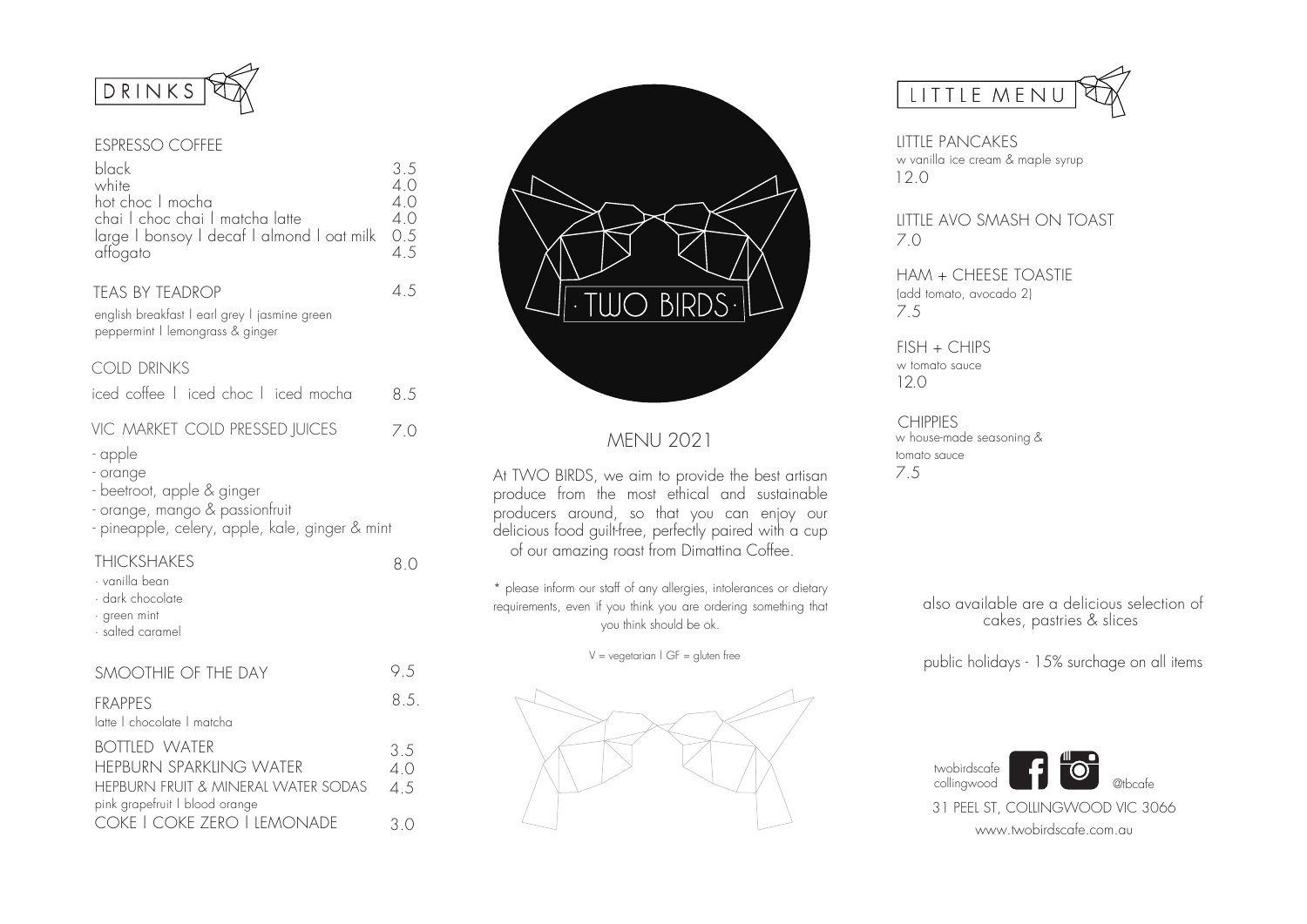# DRINKS

## ESPRESSO COFFEE

| Item | Price |
|---|---|
| black | 3.5 |
| white | 4.0 |
| hot choc I mocha | 4.0 |
| chai I choc chai I matcha latte | 4.0 |
| large I bonsoy I decaf I almond I oat milk | 0.5 |
| affogato | 4.5 |

## TEAS BY TEADROP — 4.5

english breakfast I earl grey I jasmine green
peppermint I lemongrass & ginger

## COLD DRINKS

iced coffee I iced choc I iced mocha — 8.5

## VIC MARKET COLD PRESSED JUICES — 7.0

- apple
- orange
- beetroot, apple & ginger
- orange, mango & passionfruit
- pineapple, celery, apple, kale, ginger & mint

## THICKSHAKES — 8.0

- vanilla bean
- dark chocolate
- green mint
- salted caramel

## SMOOTHIE OF THE DAY — 9.5

## FRAPPES — 8.5.

latte I chocolate I matcha

| Item | Price |
|---|---|
| BOTTLED WATER | 3.5 |
| HEPBURN SPARKLING WATER | 4.0 |
| HEPBURN FRUIT & MINERAL WATER SODAS (pink grapefruit I blood orange) | 4.5 |
| COKE I COKE ZERO I LEMONADE | 3.0 |

· TWO BIRDS ·

## MENU 2021

At TWO BIRDS, we aim to provide the best artisan produce from the most ethical and sustainable producers around, so that you can enjoy our delicious food guilt-free, perfectly paired with a cup of our amazing roast from Dimattina Coffee.

* please inform our staff of any allergies, intolerances or dietary requirements, even if you think you are ordering something that you think should be ok.

V = vegetarian I GF = gluten free

# LITTLE MENU

**LITTLE PANCAKES**
w vanilla ice cream & maple syrup
12.0

**LITTLE AVO SMASH ON TOAST**
7.0

**HAM + CHEESE TOASTIE**
(add tomato, avocado 2)
7.5

**FISH + CHIPS**
w tomato sauce
12.0

**CHIPPIES**
w house-made seasoning & tomato sauce
7.5

also available are a delicious selection of cakes, pastries & slices

public holidays - 15% surchage on all items

twobirdscafe collingwood @tbcafe

31 PEEL ST, COLLINGWOOD VIC 3066

www.twobirdscafe.com.au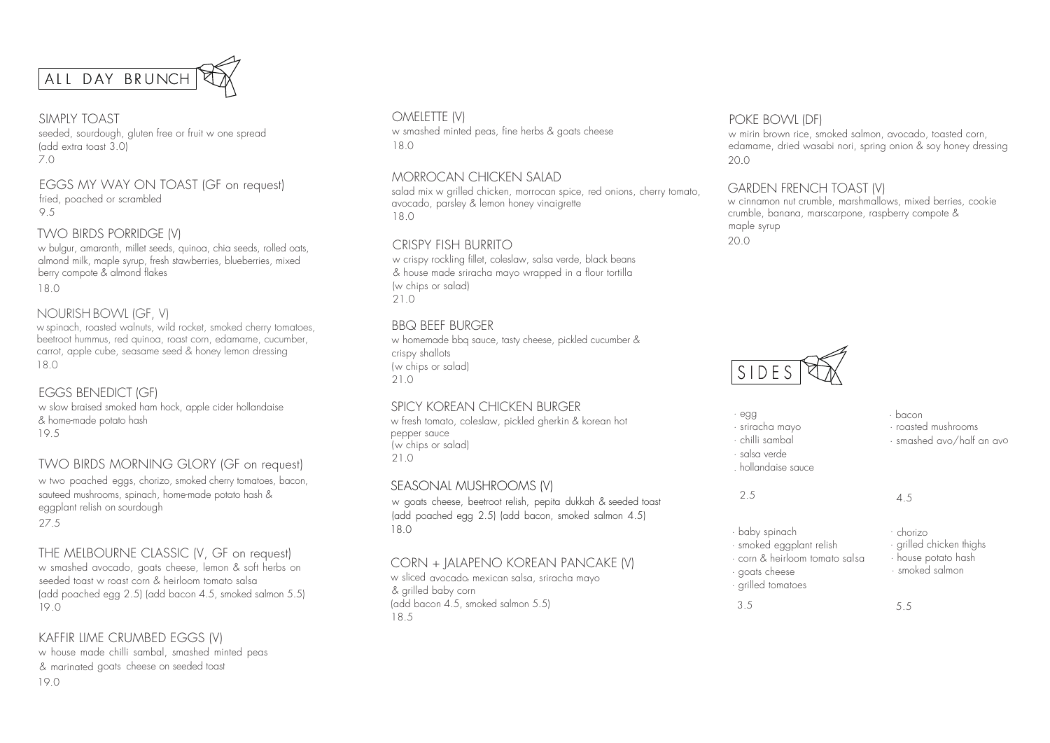# ALL DAY BRUNCH

### SIMPLY TOAST
seeded, sourdough, gluten free or fruit w one spread
(add extra toast 3.0)
7.0

### EGGS MY WAY ON TOAST (GF on request)
fried, poached or scrambled
9.5

### TWO BIRDS PORRIDGE (V)
w bulgur, amaranth, millet seeds, quinoa, chia seeds, rolled oats, almond milk, maple syrup, fresh stawberries, blueberries, mixed berry compote & almond flakes
18.0

### NOURISH BOWL (GF, V)
w spinach, roasted walnuts, wild rocket, smoked cherry tomatoes, beetroot hummus, red quinoa, roast corn, edamame, cucumber, carrot, apple cube, seasame seed & honey lemon dressing
18.0

### EGGS BENEDICT (GF)
w slow braised smoked ham hock, apple cider hollandaise & home-made potato hash
19.5

### TWO BIRDS MORNING GLORY (GF on request)
w two poached eggs, chorizo, smoked cherry tomatoes, bacon, sauteed mushrooms, spinach, home-made potato hash & eggplant relish on sourdough
27.5

### THE MELBOURNE CLASSIC (V, GF on request)
w smashed avocado, goats cheese, lemon & soft herbs on seeded toast w roast corn & heirloom tomato salsa
(add poached egg 2.5) (add bacon 4.5, smoked salmon 5.5)
19.0

### KAFFIR LIME CRUMBED EGGS (V)
w house made chilli sambal, smashed minted peas & marinated goats cheese on seeded toast
19.0

### OMELETTE (V)
w smashed minted peas, fine herbs & goats cheese
18.0

### MORROCAN CHICKEN SALAD
salad mix w grilled chicken, morrocan spice, red onions, cherry tomato, avocado, parsley & lemon honey vinaigrette
18.0

### CRISPY FISH BURRITO
w crispy rockling fillet, coleslaw, salsa verde, black beans & house made sriracha mayo wrapped in a flour tortilla
(w chips or salad)
21.0

### BBQ BEEF BURGER
w homemade bbq sauce, tasty cheese, pickled cucumber & crispy shallots
(w chips or salad)
21.0

### SPICY KOREAN CHICKEN BURGER
w fresh tomato, coleslaw, pickled gherkin & korean hot pepper sauce
(w chips or salad)
21.0

### SEASONAL MUSHROOMS (V)
w goats cheese, beetroot relish, pepita dukkah & seeded toast
(add poached egg 2.5) (add bacon, smoked salmon 4.5)
18.0

### CORN + JALAPENO KOREAN PANCAKE (V)
w sliced avocado, mexican salsa, sriracha mayo & grilled baby corn
(add bacon 4.5, smoked salmon 5.5)
18.5

### POKE BOWL (DF)
w mirin brown rice, smoked salmon, avocado, toasted corn, edamame, dried wasabi nori, spring onion & soy honey dressing
20.0

### GARDEN FRENCH TOAST (V)
w cinnamon nut crumble, marshmallows, mixed berries, cookie crumble, banana, marscarpone, raspberry compote & maple syrup
20.0

# SIDES

- egg
- sriracha mayo
- chilli sambal
- salsa verde
- hollandaise sauce

2.5

- bacon
- roasted mushrooms
- smashed avo/half an avo

4.5

- baby spinach
- smoked eggplant relish
- corn & heirloom tomato salsa
- goats cheese
- grilled tomatoes

3.5

- chorizo
- grilled chicken thighs
- house potato hash
- smoked salmon

5.5